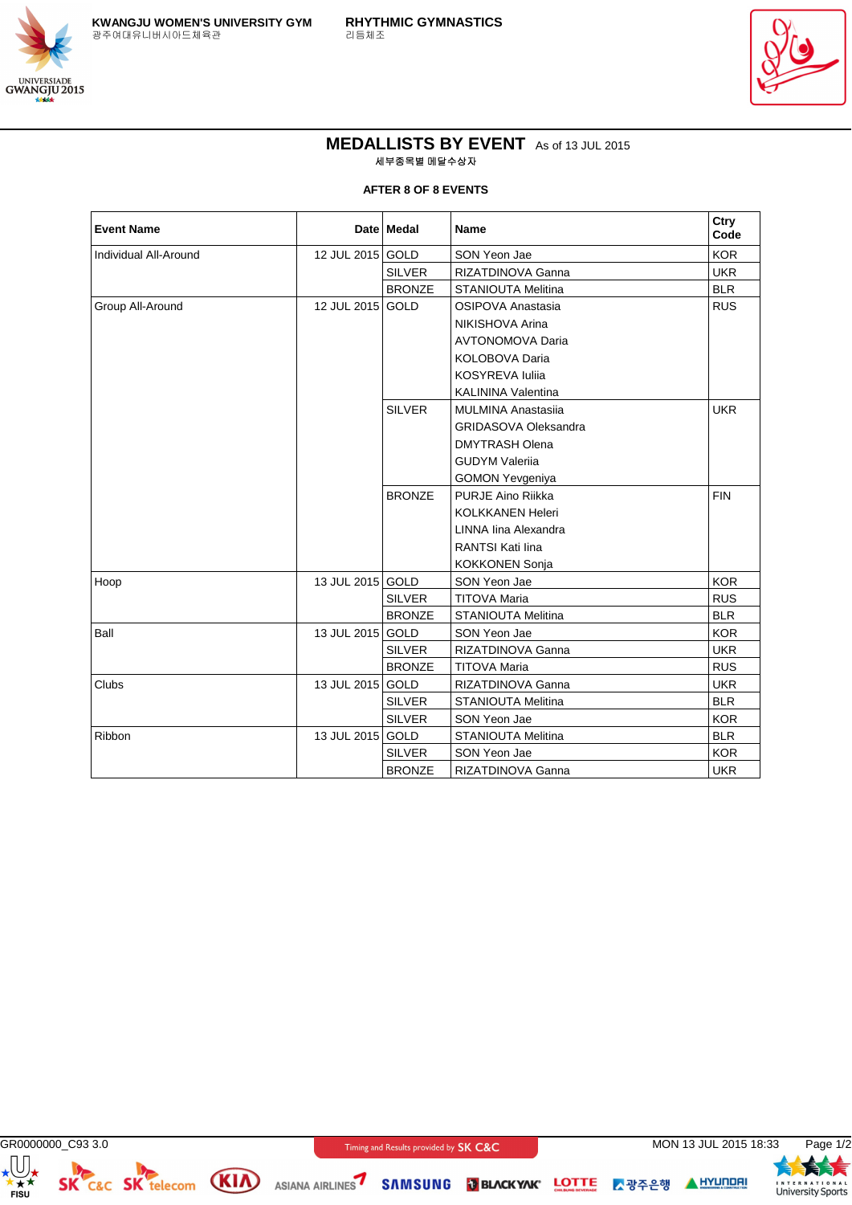KWANGJU WOMEN'S UNIVERSITY GYM
광주여대유니버시아드체육관

RHYTHMIC GYMNASTICS
리듬체조

# MEDALLISTS BY EVENT

As of 13 JUL 2015

세부종목별 메달수상자

**AFTER 8 OF 8 EVENTS**

| Event Name | Date | Medal | Name | Ctry Code |
|---|---|---|---|---|
| Individual All-Around | 12 JUL 2015 | GOLD | SON Yeon Jae | KOR |
| | | SILVER | RIZATDINOVA Ganna | UKR |
| | | BRONZE | STANIOUTA Melitina | BLR |
| Group All-Around | 12 JUL 2015 | GOLD | OSIPOVA Anastasia<br>NIKISHOVA Arina<br>AVTONOMOVA Daria<br>KOLOBOVA Daria<br>KOSYREVA Iuliia<br>KALININA Valentina | RUS |
| | | SILVER | MULMINA Anastasiia<br>GRIDASOVA Oleksandra<br>DMYTRASH Olena<br>GUDYM Valeriia<br>GOMON Yevgeniya | UKR |
| | | BRONZE | PURJE Aino Riikka<br>KOLKKANEN Heleri<br>LINNA Iina Alexandra<br>RANTSI Kati Iina<br>KOKKONEN Sonja | FIN |
| Hoop | 13 JUL 2015 | GOLD | SON Yeon Jae | KOR |
| | | SILVER | TITOVA Maria | RUS |
| | | BRONZE | STANIOUTA Melitina | BLR |
| Ball | 13 JUL 2015 | GOLD | SON Yeon Jae | KOR |
| | | SILVER | RIZATDINOVA Ganna | UKR |
| | | BRONZE | TITOVA Maria | RUS |
| Clubs | 13 JUL 2015 | GOLD | RIZATDINOVA Ganna | UKR |
| | | SILVER | STANIOUTA Melitina | BLR |
| | | SILVER | SON Yeon Jae | KOR |
| Ribbon | 13 JUL 2015 | GOLD | STANIOUTA Melitina | BLR |
| | | SILVER | SON Yeon Jae | KOR |
| | | BRONZE | RIZATDINOVA Ganna | UKR |

GR0000000_C93 3.0 | Timing and Results provided by SK C&C | MON 13 JUL 2015 18:33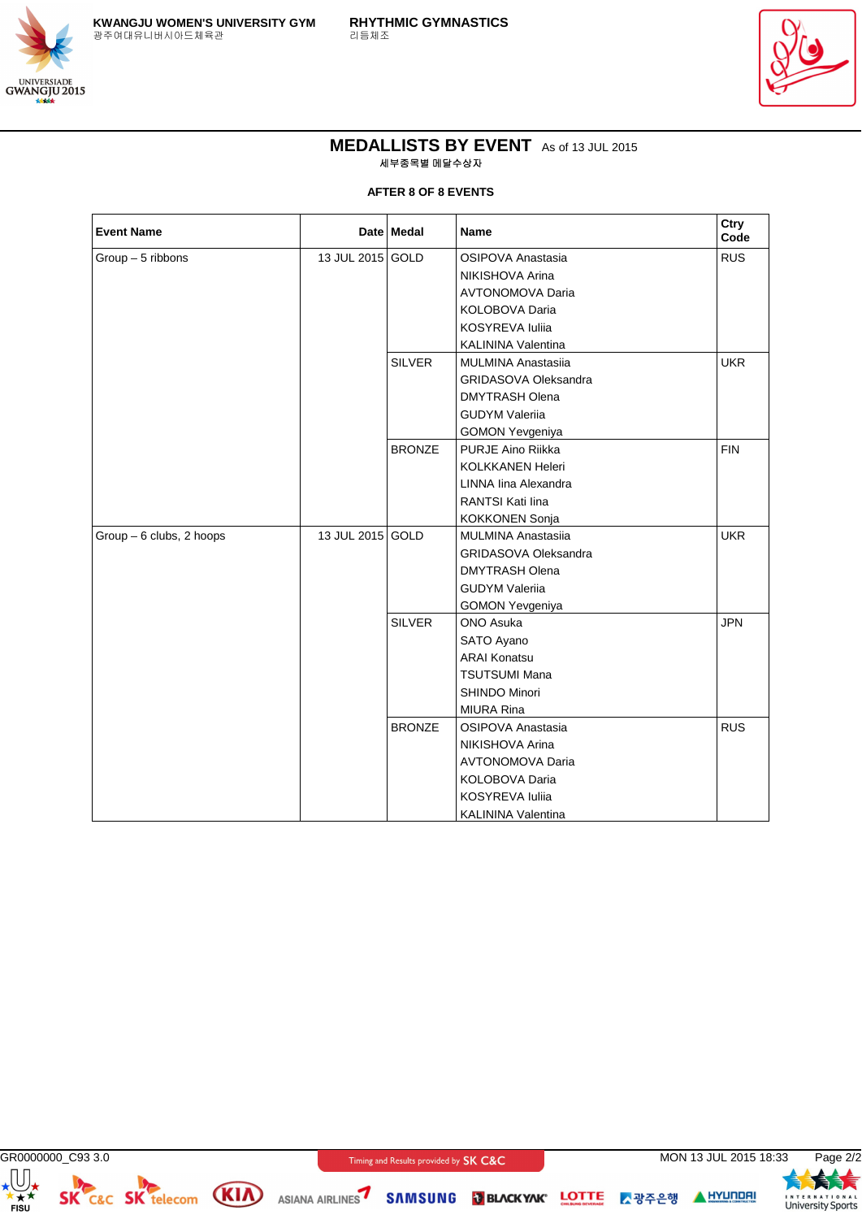KWANGJU WOMEN'S UNIVERSITY GYM
광주여대유니버시아드체육관

RHYTHMIC GYMNASTICS
리듬체조

# MEDALLISTS BY EVENT

As of 13 JUL 2015

세부종목별 메달수상자

**AFTER 8 OF 8 EVENTS**

| Event Name | Date | Medal | Name | Ctry Code |
|---|---|---|---|---|
| Group – 5 ribbons | 13 JUL 2015 | GOLD | OSIPOVA Anastasia<br>NIKISHOVA Arina<br>AVTONOMOVA Daria<br>KOLOBOVA Daria<br>KOSYREVA Iuliia<br>KALININA Valentina | RUS |
| | | SILVER | MULMINA Anastasiia<br>GRIDASOVA Oleksandra<br>DMYTRASH Olena<br>GUDYM Valeriia<br>GOMON Yevgeniya | UKR |
| | | BRONZE | PURJE Aino Riikka<br>KOLKKANEN Heleri<br>LINNA Iina Alexandra<br>RANTSI Kati Iina<br>KOKKONEN Sonja | FIN |
| Group – 6 clubs, 2 hoops | 13 JUL 2015 | GOLD | MULMINA Anastasiia<br>GRIDASOVA Oleksandra<br>DMYTRASH Olena<br>GUDYM Valeriia<br>GOMON Yevgeniya | UKR |
| | | SILVER | ONO Asuka<br>SATO Ayano<br>ARAI Konatsu<br>TSUTSUMI Mana<br>SHINDO Minori<br>MIURA Rina | JPN |
| | | BRONZE | OSIPOVA Anastasia<br>NIKISHOVA Arina<br>AVTONOMOVA Daria<br>KOLOBOVA Daria<br>KOSYREVA Iuliia<br>KALININA Valentina | RUS |

GR0000000_C93 3.0 Timing and Results provided by SK C&C MON 13 JUL 2015 18:33